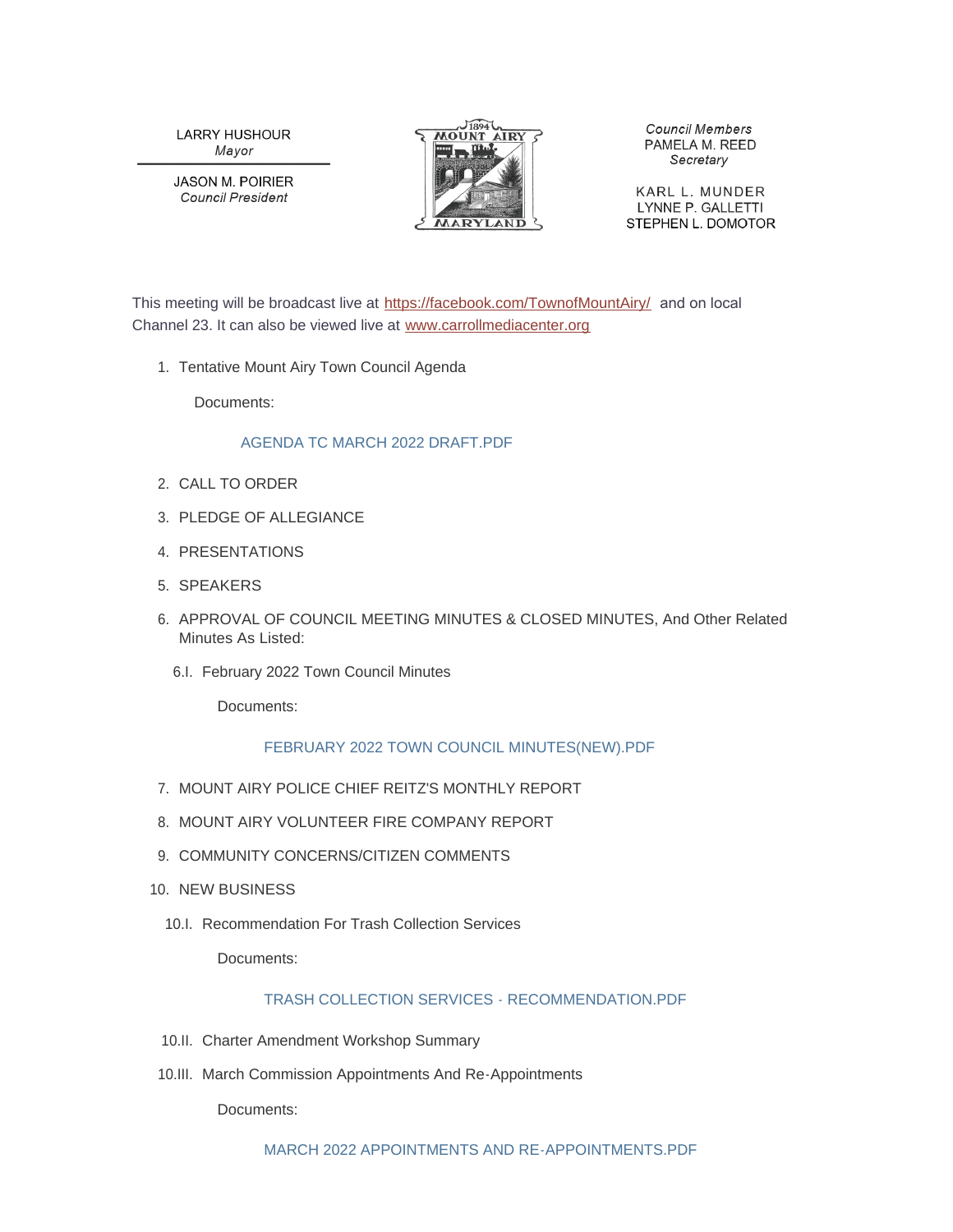LARRY HUSHOUR
*Mayor*

JASON M. POIRIER
*Council President*

1894 MOUNT AIRY MARYLAND

*Council Members*
PAMELA M. REED
*Secretary*

KARL L. MUNDER
LYNNE P. GALLETTI
STEPHEN L. DOMOTOR

This meeting will be broadcast live at https://facebook.com/TownofMountAiry/ and on local Channel 23. It can also be viewed live at www.carrollmediacenter.org

1. Tentative Mount Airy Town Council Agenda

   Documents:

   AGENDA TC MARCH 2022 DRAFT.PDF

2. CALL TO ORDER

3. PLEDGE OF ALLEGIANCE

4. PRESENTATIONS

5. SPEAKERS

6. APPROVAL OF COUNCIL MEETING MINUTES & CLOSED MINUTES, And Other Related Minutes As Listed:

   6.I. February 2022 Town Council Minutes

   Documents:

   FEBRUARY 2022 TOWN COUNCIL MINUTES(NEW).PDF

7. MOUNT AIRY POLICE CHIEF REITZ'S MONTHLY REPORT

8. MOUNT AIRY VOLUNTEER FIRE COMPANY REPORT

9. COMMUNITY CONCERNS/CITIZEN COMMENTS

10. NEW BUSINESS

    10.I. Recommendation For Trash Collection Services

    Documents:

    TRASH COLLECTION SERVICES - RECOMMENDATION.PDF

    10.II. Charter Amendment Workshop Summary

    10.III. March Commission Appointments And Re-Appointments

    Documents:

    MARCH 2022 APPOINTMENTS AND RE-APPOINTMENTS.PDF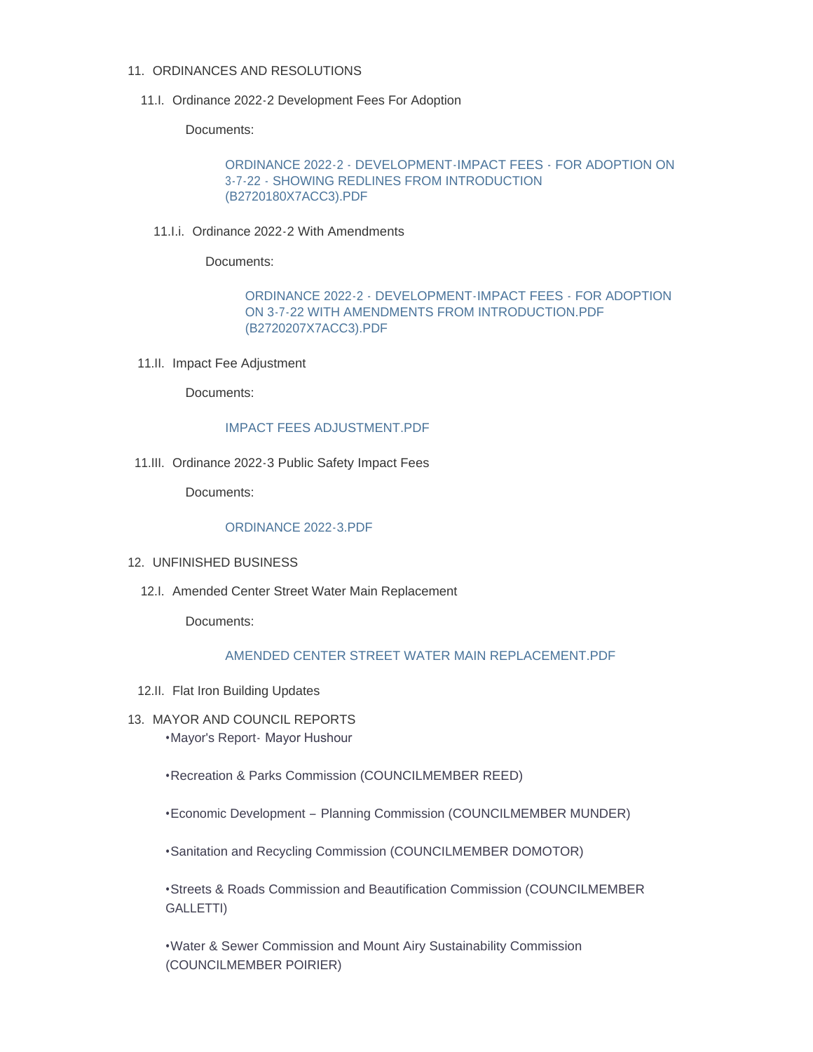11. ORDINANCES AND RESOLUTIONS

   11.I. Ordinance 2022-2 Development Fees For Adoption

      Documents:

         ORDINANCE 2022-2 - DEVELOPMENT-IMPACT FEES - FOR ADOPTION ON 3-7-22 - SHOWING REDLINES FROM INTRODUCTION (B2720180X7ACC3).PDF

      11.I.i. Ordinance 2022-2 With Amendments

         Documents:

            ORDINANCE 2022-2 - DEVELOPMENT-IMPACT FEES - FOR ADOPTION ON 3-7-22 WITH AMENDMENTS FROM INTRODUCTION.PDF (B2720207X7ACC3).PDF

   11.II. Impact Fee Adjustment

      Documents:

         IMPACT FEES ADJUSTMENT.PDF

   11.III. Ordinance 2022-3 Public Safety Impact Fees

      Documents:

         ORDINANCE 2022-3.PDF

12. UNFINISHED BUSINESS

   12.I. Amended Center Street Water Main Replacement

      Documents:

         AMENDED CENTER STREET WATER MAIN REPLACEMENT.PDF

   12.II. Flat Iron Building Updates

13. MAYOR AND COUNCIL REPORTS

   •Mayor's Report- Mayor Hushour

   •Recreation & Parks Commission (COUNCILMEMBER REED)

   •Economic Development – Planning Commission (COUNCILMEMBER MUNDER)

   •Sanitation and Recycling Commission (COUNCILMEMBER DOMOTOR)

   •Streets & Roads Commission and Beautification Commission (COUNCILMEMBER GALLETTI)

   •Water & Sewer Commission and Mount Airy Sustainability Commission (COUNCILMEMBER POIRIER)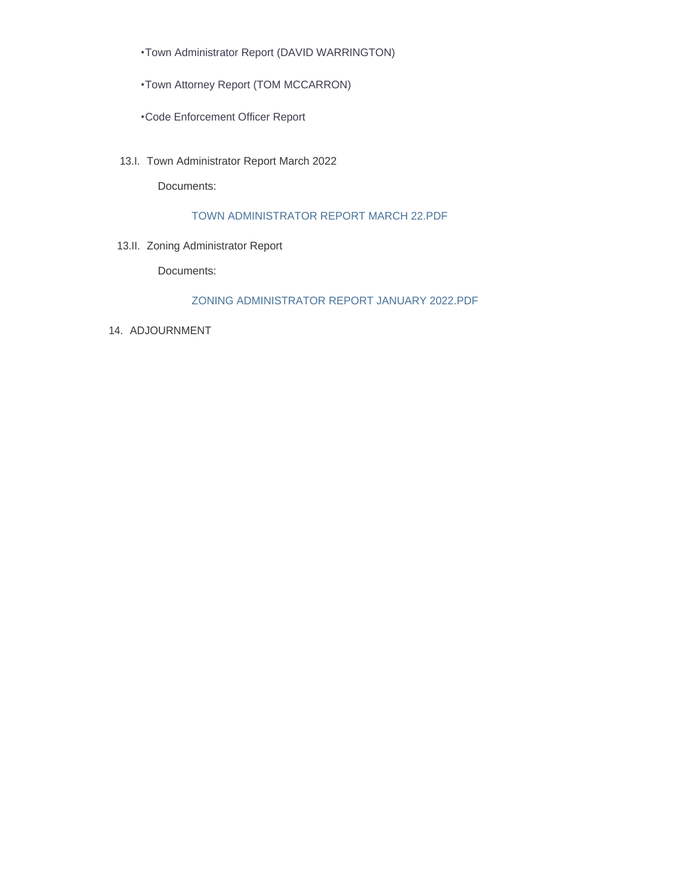- Town Administrator Report (DAVID WARRINGTON)
- Town Attorney Report (TOM MCCARRON)
- Code Enforcement Officer Report

13.I. Town Administrator Report March 2022

Documents:

TOWN ADMINISTRATOR REPORT MARCH 22.PDF

13.II. Zoning Administrator Report

Documents:

ZONING ADMINISTRATOR REPORT JANUARY 2022.PDF

14. ADJOURNMENT